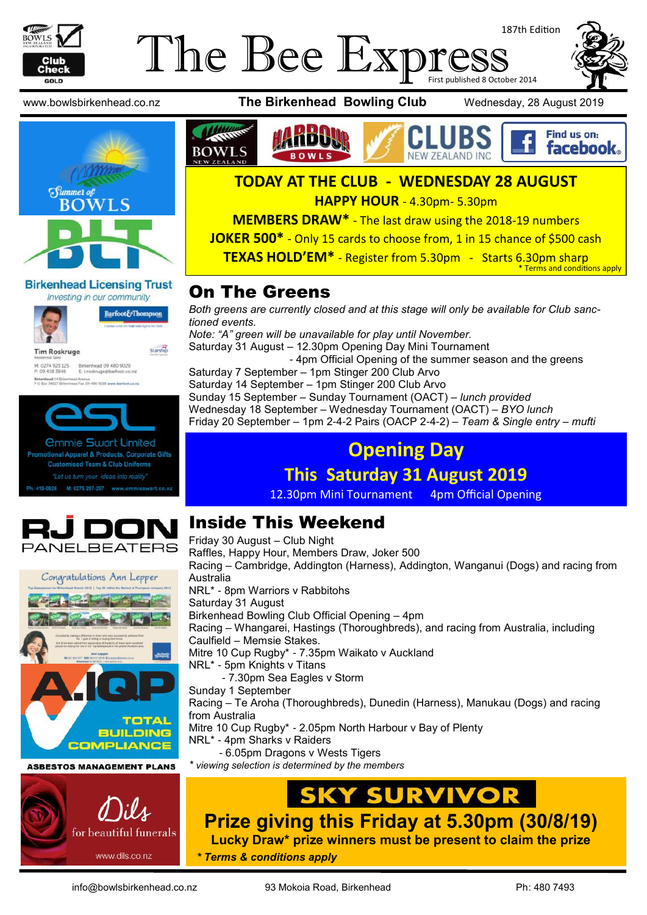# The Bee Express

187th Edition

First published 8 October 2014

www.bowlsbirkenhead.co.nz — **The Birkenhead Bowling Club** — Wednesday, 28 August 2019

## TODAY AT THE CLUB - WEDNESDAY 28 AUGUST

**HAPPY HOUR** - 4.30pm- 5.30pm

**MEMBERS DRAW*** - The last draw using the 2018-19 numbers

**JOKER 500*** - Only 15 cards to choose from, 1 in 15 chance of $500 cash

**TEXAS HOLD'EM*** - Register from 5.30pm - Starts 6.30pm sharp

* Terms and conditions apply

## On The Greens

*Both greens are currently closed and at this stage will only be available for Club sanctioned events.*

*Note: "A" green will be unavailable for play until November.*

Saturday 31 August – 12.30pm Opening Day Mini Tournament
- 4pm Official Opening of the summer season and the greens

Saturday 7 September – 1pm Stinger 200 Club Arvo

Saturday 14 September – 1pm Stinger 200 Club Arvo

Sunday 15 September – Sunday Tournament (OACT) – *lunch provided*

Wednesday 18 September – Wednesday Tournament (OACT) – *BYO lunch*

Friday 20 September – 1pm 2-4-2 Pairs (OACP 2-4-2) – *Team & Single entry – mufti*

## Opening Day

### This Saturday 31 August 2019

12.30pm Mini Tournament 4pm Official Opening

## Inside This Weekend

Friday 30 August – Club Night

Raffles, Happy Hour, Members Draw, Joker 500

Racing – Cambridge, Addington (Harness), Addington, Wanganui (Dogs) and racing from Australia

NRL* - 8pm Warriors v Rabbitohs

Saturday 31 August

Birkenhead Bowling Club Official Opening – 4pm

Racing – Whangarei, Hastings (Thoroughbreds), and racing from Australia, including Caulfield – Memsie Stakes.

Mitre 10 Cup Rugby* - 7.35pm Waikato v Auckland

NRL* - 5pm Knights v Titans
- 7.30pm Sea Eagles v Storm

Sunday 1 September

Racing – Te Aroha (Thoroughbreds), Dunedin (Harness), Manukau (Dogs) and racing from Australia

Mitre 10 Cup Rugby* - 2.05pm North Harbour v Bay of Plenty

NRL* - 4pm Sharks v Raiders
- 6.05pm Dragons v Wests Tigers

** viewing selection is determined by the members*

## SKY SURVIVOR

**Prize giving this Friday at 5.30pm (30/8/19)**

**Lucky Draw* prize winners must be present to claim the prize**

***Terms & conditions apply***

Summer of BOWLS

Birkenhead Licensing Trust — Investing in our community

Barfoot & Thompson — Tim Roskruge, Residential Sales — M: 0274 925 125 P: 09 418 3846 — Birkenhead 09 480 9029 E: t.roskruge@barfoot.co.nz

Emmie Swart Limited — Promotional Apparel & Products, Corporate Gifts — Customised Team & Club Uniforms — "Let us turn your ideas into reality" — Ph: 410-0026 M: 0275 297-207 www.emmieswart.co.nz

RJ DON PANELBEATERS

Congratulations Ann Lepper

A.IQP — TOTAL BUILDING COMPLIANCE — ASBESTOS MANAGEMENT PLANS

Dils — for beautiful funerals — www.dils.co.nz

info@bowlsbirkenhead.co.nz — 93 Mokoia Road, Birkenhead — Ph: 480 7493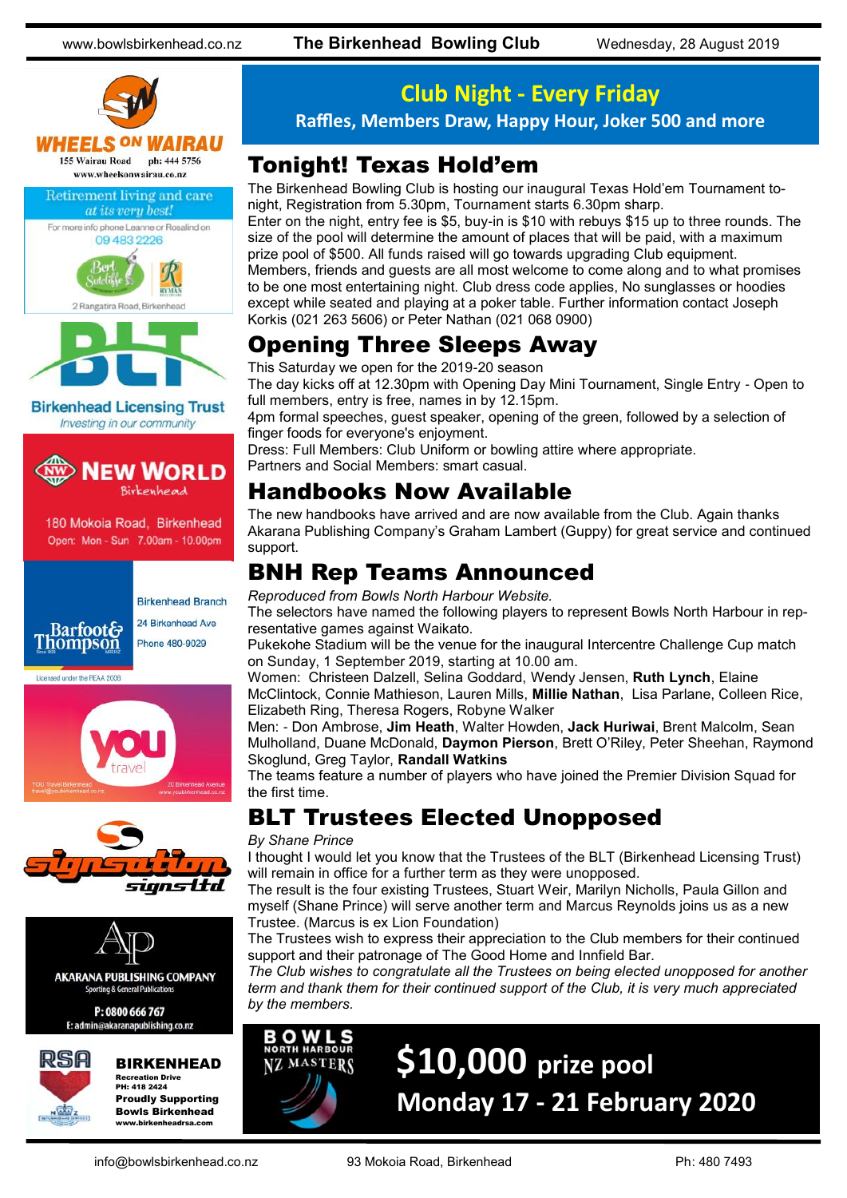## Club Night - Every Friday

**Raffles, Members Draw, Happy Hour, Joker 500 and more**

## Tonight! Texas Hold'em

The Birkenhead Bowling Club is hosting our inaugural Texas Hold'em Tournament to-night, Registration from 5.30pm, Tournament starts 6.30pm sharp.

Enter on the night, entry fee is $5, buy-in is $10 with rebuys $15 up to three rounds. The size of the pool will determine the amount of places that will be paid, with a maximum prize pool of $500. All funds raised will go towards upgrading Club equipment.

Members, friends and guests are all most welcome to come along and to what promises to be one most entertaining night. Club dress code applies, No sunglasses or hoodies except while seated and playing at a poker table. Further information contact Joseph Korkis (021 263 5606) or Peter Nathan (021 068 0900)

## Opening Three Sleeps Away

This Saturday we open for the 2019-20 season

The day kicks off at 12.30pm with Opening Day Mini Tournament, Single Entry - Open to full members, entry is free, names in by 12.15pm.

4pm formal speeches, guest speaker, opening of the green, followed by a selection of finger foods for everyone's enjoyment.

Dress: Full Members: Club Uniform or bowling attire where appropriate.
Partners and Social Members: smart casual.

## Handbooks Now Available

The new handbooks have arrived and are now available from the Club. Again thanks Akarana Publishing Company's Graham Lambert (Guppy) for great service and continued support.

## BNH Rep Teams Announced

*Reproduced from Bowls North Harbour Website.*

The selectors have named the following players to represent Bowls North Harbour in rep-resentative games against Waikato.

Pukekohe Stadium will be the venue for the inaugural Intercentre Challenge Cup match on Sunday, 1 September 2019, starting at 10.00 am.

Women: Christeen Dalzell, Selina Goddard, Wendy Jensen, **Ruth Lynch**, Elaine McClintock, Connie Mathieson, Lauren Mills, **Millie Nathan**, Lisa Parlane, Colleen Rice, Elizabeth Ring, Theresa Rogers, Robyne Walker

Men: - Don Ambrose, **Jim Heath**, Walter Howden, **Jack Huriwai**, Brent Malcolm, Sean Mulholland, Duane McDonald, **Daymon Pierson**, Brett O'Riley, Peter Sheehan, Raymond Skoglund, Greg Taylor, **Randall Watkins**

The teams feature a number of players who have joined the Premier Division Squad for the first time.

## BLT Trustees Elected Unopposed

*By Shane Prince*

I thought I would let you know that the Trustees of the BLT (Birkenhead Licensing Trust) will remain in office for a further term as they were unopposed.

The result is the four existing Trustees, Stuart Weir, Marilyn Nicholls, Paula Gillon and myself (Shane Prince) will serve another term and Marcus Reynolds joins us as a new Trustee. (Marcus is ex Lion Foundation)

The Trustees wish to express their appreciation to the Club members for their continued support and their patronage of The Good Home and Innfield Bar.

*The Club wishes to congratulate all the Trustees on being elected unopposed for another term and thank them for their continued support of the Club, it is very much appreciated by the members.*

**BOWLS NORTH HARBOUR NZ MASTERS**

**$10,000 prize pool**

**Monday 17 - 21 February 2020**

---

WHEELS ON WAIRAU
155 Wairau Road ph: 444 5756
www.wheelsonwairau.co.nz

Retirement living and care at its very best!
For more info phone Leanne or Rosalind on 09 483 2226
Bert Sutcliffe — RYMAN
2 Rangatira Road, Birkenhead

BLT
Birkenhead Licensing Trust
Investing in our community

NEW WORLD Birkenhead
180 Mokoia Road, Birkenhead
Open: Mon - Sun 7.00am - 10.00pm

Barfoot & Thompson
Birkenhead Branch
24 Birkenhead Ave
Phone 480-9029
Licensed under the REAA 2008

you travel
YOU Travel Birkenhead
travel@youbirkenhead.co.nz
20 Birkenhead Avenue
www.youbirkenhead.co.nz

signsation signs ltd

AKARANA PUBLISHING COMPANY
Sporting & General Publications
P: 0800 666 767
E: admin@akaranapublishing.co.nz

RSA
BIRKENHEAD
Recreation Drive
PH: 418 2424
Proudly Supporting Bowls Birkenhead
www.birkenheadrsa.com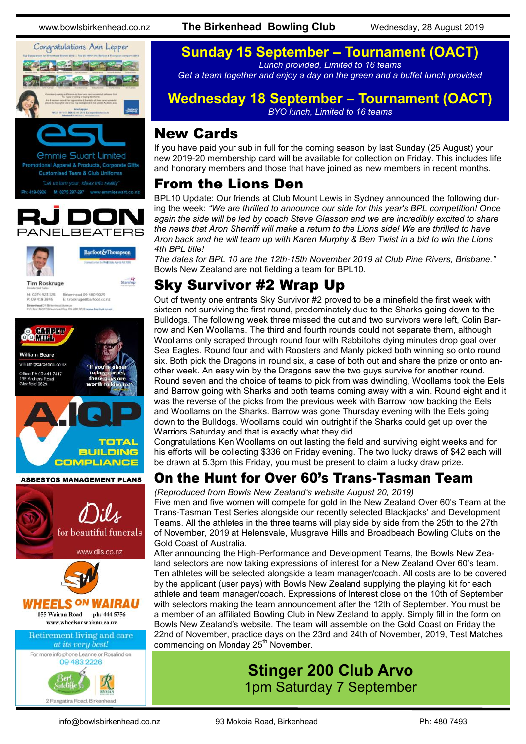## Sunday 15 September – Tournament (OACT)

*Lunch provided, Limited to 16 teams*

*Get a team together and enjoy a day on the green and a buffet lunch provided*

## Wednesday 18 September – Tournament (OACT)

*BYO lunch, Limited to 16 teams*

## New Cards

If you have paid your sub in full for the coming season by last Sunday (25 August) your new 2019-20 membership card will be available for collection on Friday. This includes life and honorary members and those that have joined as new members in recent months.

## From the Lions Den

BPL10 Update: Our friends at Club Mount Lewis in Sydney announced the following during the week: *"We are thrilled to announce our side for this year's BPL competition! Once again the side will be led by coach Steve Glasson and we are incredibly excited to share the news that Aron Sherriff will make a return to the Lions side! We are thrilled to have Aron back and he will team up with Karen Murphy & Ben Twist in a bid to win the Lions 4th BPL title!*

*The dates for BPL 10 are the 12th-15th November 2019 at Club Pine Rivers, Brisbane."*

Bowls New Zealand are not fielding a team for BPL10.

## Sky Survivor #2 Wrap Up

Out of twenty one entrants Sky Survivor #2 proved to be a minefield the first week with sixteen not surviving the first round, predominately due to the Sharks going down to the Bulldogs. The following week three missed the cut and two survivors were left, Colin Barrow and Ken Woollams. The third and fourth rounds could not separate them, although Woollams only scraped through round four with Rabbitohs dying minutes drop goal over Sea Eagles. Round four and with Roosters and Manly picked both winning so onto round six. Both pick the Dragons in round six, a case of both out and share the prize or onto another week. An easy win by the Dragons saw the two guys survive for another round. Round seven and the choice of teams to pick from was dwindling, Woollams took the Eels and Barrow going with Sharks and both teams coming away with a win. Round eight and it was the reverse of the picks from the previous week with Barrow now backing the Eels and Woollams on the Sharks. Barrow was gone Thursday evening with the Eels going down to the Bulldogs. Woollams could win outright if the Sharks could get up over the Warriors Saturday and that is exactly what they did.

Congratulations Ken Woollams on out lasting the field and surviving eight weeks and for his efforts will be collecting $336 on Friday evening. The two lucky draws of $42 each will be drawn at 5.3pm this Friday, you must be present to claim a lucky draw prize.

## On the Hunt for Over 60's Trans-Tasman Team

*(Reproduced from Bowls New Zealand's website August 20, 2019)*

Five men and five women will compete for gold in the New Zealand Over 60's Team at the Trans-Tasman Test Series alongside our recently selected Blackjacks' and Development Teams. All the athletes in the three teams will play side by side from the 25th to the 27th of November, 2019 at Helensvale, Musgrave Hills and Broadbeach Bowling Clubs on the Gold Coast of Australia.

After announcing the High-Performance and Development Teams, the Bowls New Zealand selectors are now taking expressions of interest for a New Zealand Over 60's team. Ten athletes will be selected alongside a team manager/coach. All costs are to be covered by the applicant (user pays) with Bowls New Zealand supplying the playing kit for each athlete and team manager/coach. Expressions of Interest close on the 10th of September with selectors making the team announcement after the 12th of September. You must be a member of an affiliated Bowling Club in New Zealand to apply. Simply fill in the form on Bowls New Zealand's website. The team will assemble on the Gold Coast on Friday the 22nd of November, practice days on the 23rd and 24th of November, 2019, Test Matches commencing on Monday 25th November.

## Stinger 200 Club Arvo

1pm Saturday 7 September

Congratulations Ann Lepper

Emmie Swart Limited — Promotional Apparel & Products, Corporate Gifts, Customised Team & Club Uniforms. "Let us turn your ideas into reality". Ph: 419-0926 M: 0275 297-297 www.emmieswart.co.nz

RJ DON PANELBEATERS

Barfoot&Thompson — Tim Roskruge, Residential Sales. M: 0274 923 125 P: 09 418 3946 Birkenhead 09 480 9029 E: troskruge@barfoot.co.nz

CARPET MILL — William Beare, william@carpetmill.co.nz, Office Ph: 09 441 7447, 195 Archers Road, Glenfield 0629. "If you're about to buy carpet, these guys are worth talking to!"

A.IQP TOTAL BUILDING COMPLIANCE — ASBESTOS MANAGEMENT PLANS

Dils for beautiful funerals — www.dils.co.nz

WHEELS ON WAIRAU — 155 Wairau Road ph: 444 5756 www.wheelsonwairau.co.nz

Retirement living and care at its very best! For more info phone Leanne or Rosalind on 09 483 2226. Bert Sutcliffe, RYMAN. 2 Rangatira Road, Birkenhead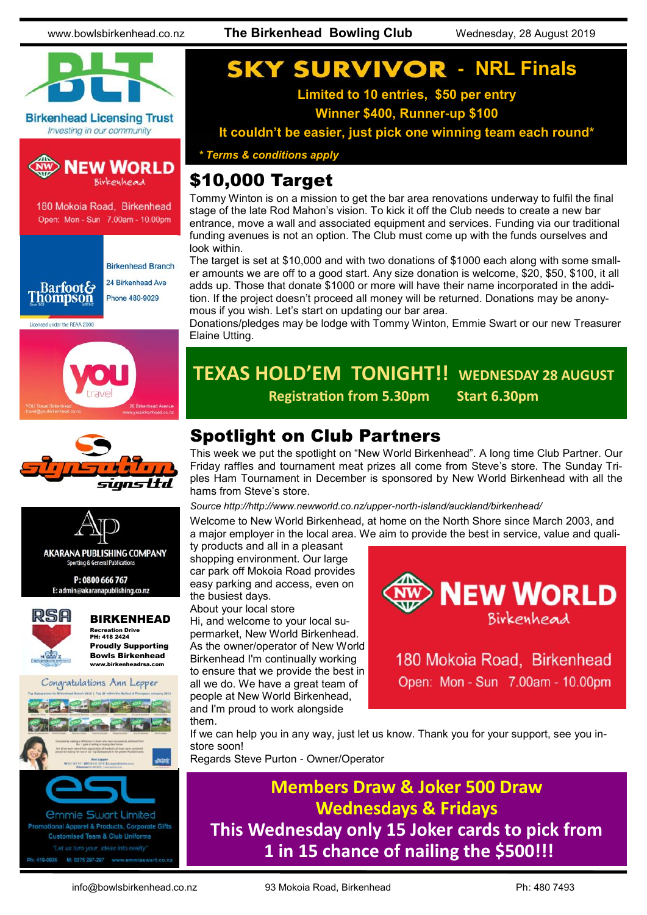# SKY SURVIVOR - NRL Finals

**Limited to 10 entries, $50 per entry**

**Winner $400, Runner-up $100**

**It couldn't be easier, just pick one winning team each round***

*** Terms & conditions apply**

## $10,000 Target

Tommy Winton is on a mission to get the bar area renovations underway to fulfil the final stage of the late Rod Mahon's vision. To kick it off the Club needs to create a new bar entrance, move a wall and associated equipment and services. Funding via our traditional funding avenues is not an option. The Club must come up with the funds ourselves and look within.

The target is set at $10,000 and with two donations of $1000 each along with some smaller amounts we are off to a good start. Any size donation is welcome, $20, $50, $100, it all adds up. Those that donate $1000 or more will have their name incorporated in the addition. If the project doesn't proceed all money will be returned. Donations may be anonymous if you wish. Let's start on updating our bar area.

Donations/pledges may be lodge with Tommy Winton, Emmie Swart or our new Treasurer Elaine Utting.

## TEXAS HOLD'EM TONIGHT!! WEDNESDAY 28 AUGUST

**Registration from 5.30pm Start 6.30pm**

## Spotlight on Club Partners

This week we put the spotlight on "New World Birkenhead". A long time Club Partner. Our Friday raffles and tournament meat prizes all come from Steve's store. The Sunday Triples Ham Tournament in December is sponsored by New World Birkenhead with all the hams from Steve's store.

*Source http://http://www.newworld.co.nz/upper-north-island/auckland/birkenhead/*

Welcome to New World Birkenhead, at home on the North Shore since March 2003, and a major employer in the local area. We aim to provide the best in service, value and quality products and all in a pleasant shopping environment. Our large car park off Mokoia Road provides easy parking and access, even on the busiest days.

About your local store

Hi, and welcome to your local supermarket, New World Birkenhead. As the owner/operator of New World Birkenhead I'm continually working to ensure that we provide the best in all we do. We have a great team of people at New World Birkenhead, and I'm proud to work alongside them.

If we can help you in any way, just let us know. Thank you for your support, see you in-store soon!

Regards Steve Purton - Owner/Operator

NEW WORLD Birkenhead

180 Mokoia Road, Birkenhead

Open: Mon - Sun 7.00am - 10.00pm

## Members Draw & Joker 500 Draw
## Wednesdays & Fridays
## This Wednesday only 15 Joker cards to pick from
## 1 in 15 chance of nailing the $500!!!

---

BLT
Birkenhead Licensing Trust
*Investing in our community*

NEW WORLD Birkenhead
180 Mokoia Road, Birkenhead
Open: Mon - Sun 7.00am - 10.00pm

Barfoot & Thompson
Birkenhead Branch
24 Birkenhead Ave
Phone 480-9029
Licensed under the REAA 2008

you travel
YOU Travel Birkenhead
travel@youbirkenhead.co.nz
20 Birkenhead Avenue
www.youbirkenhead.co.nz

signsation signs ltd

AKARANA PUBLISHING COMPANY
Sporting & General Publications
P: 0800 666 767
E: admin@akaranapublishing.co.nz

RSA
BIRKENHEAD
Recreation Drive
PH: 418 2424
Proudly Supporting Bowls Birkenhead
www.birkenheadrsa.com

Congratulations Ann Lepper

esl
Emmie Swart Limited
Promotional Apparel & Products, Corporate Gifts
Customised Team & Club Uniforms
*"Let us turn your ideas into reality"*
Ph: 419-0926 M: 0275 297-297 www.emmieswart.co.nz